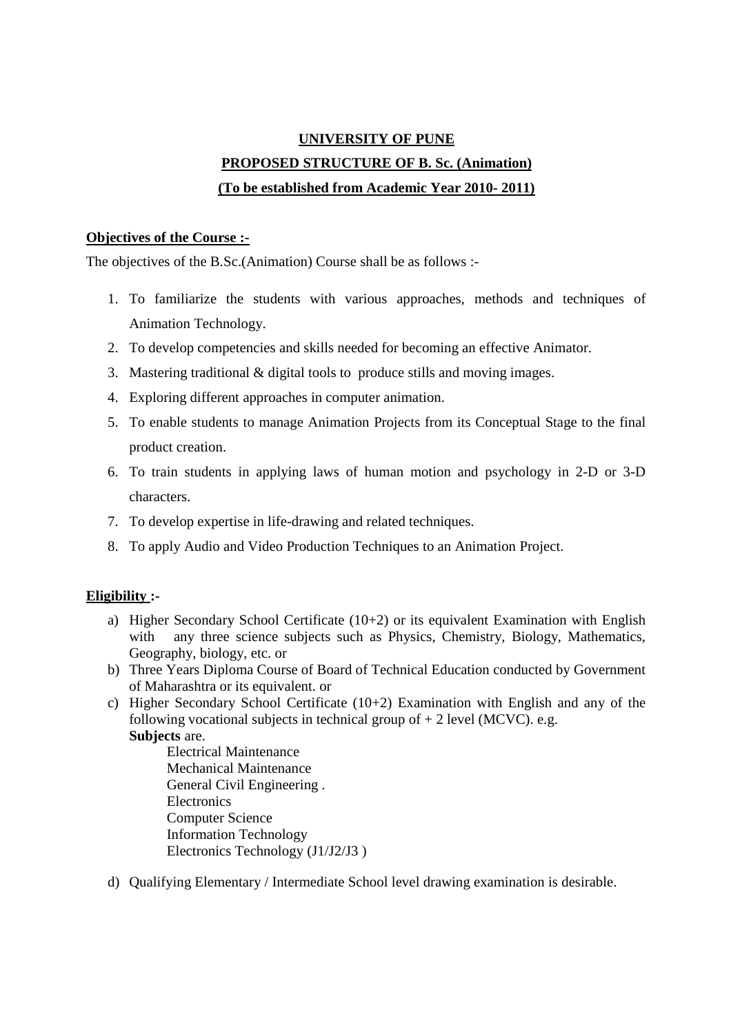**UNIVERSITY OF PUNE**

**PROPOSED STRUCTURE OF B. Sc. (Animation)**

**(To be established from Academic Year 2010- 2011)**

**Objectives of the Course :-**

The objectives of the B.Sc.(Animation) Course shall be as follows :-

1. To familiarize the students with various approaches, methods and techniques of Animation Technology.
2. To develop competencies and skills needed for becoming an effective Animator.
3. Mastering traditional & digital tools to produce stills and moving images.
4. Exploring different approaches in computer animation.
5. To enable students to manage Animation Projects from its Conceptual Stage to the final product creation.
6. To train students in applying laws of human motion and psychology in 2-D or 3-D characters.
7. To develop expertise in life-drawing and related techniques.
8. To apply Audio and Video Production Techniques to an Animation Project.

**Eligibility :-**

a) Higher Secondary School Certificate (10+2) or its equivalent Examination with English with any three science subjects such as Physics, Chemistry, Biology, Mathematics, Geography, biology, etc. or
b) Three Years Diploma Course of Board of Technical Education conducted by Government of Maharashtra or its equivalent. or
c) Higher Secondary School Certificate (10+2) Examination with English and any of the following vocational subjects in technical group of + 2 level (MCVC). e.g.
   **Subjects** are.
   - Electrical Maintenance
   - Mechanical Maintenance
   - General Civil Engineering .
   - Electronics
   - Computer Science
   - Information Technology
   - Electronics Technology (J1/J2/J3 )
d) Qualifying Elementary / Intermediate School level drawing examination is desirable.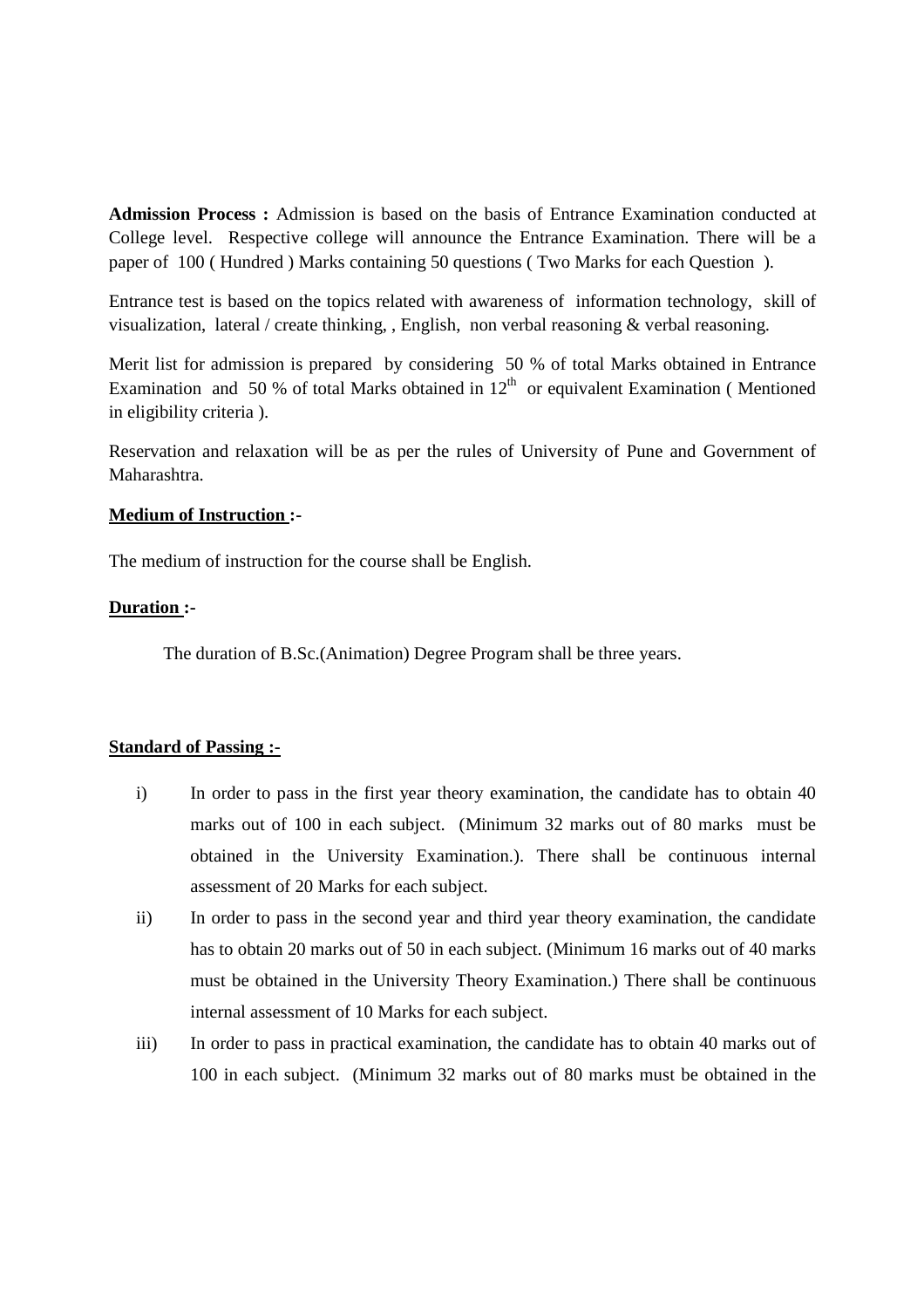**Admission Process :** Admission is based on the basis of Entrance Examination conducted at College level. Respective college will announce the Entrance Examination. There will be a paper of 100 ( Hundred ) Marks containing 50 questions ( Two Marks for each Question ).

Entrance test is based on the topics related with awareness of information technology, skill of visualization, lateral / create thinking, , English, non verbal reasoning & verbal reasoning.

Merit list for admission is prepared by considering 50 % of total Marks obtained in Entrance Examination and 50 % of total Marks obtained in 12th or equivalent Examination ( Mentioned in eligibility criteria ).

Reservation and relaxation will be as per the rules of University of Pune and Government of Maharashtra.

**Medium of Instruction :-**

The medium of instruction for the course shall be English.

**Duration :-**

The duration of B.Sc.(Animation) Degree Program shall be three years.

**Standard of Passing :-**

i) In order to pass in the first year theory examination, the candidate has to obtain 40 marks out of 100 in each subject. (Minimum 32 marks out of 80 marks must be obtained in the University Examination.). There shall be continuous internal assessment of 20 Marks for each subject.

ii) In order to pass in the second year and third year theory examination, the candidate has to obtain 20 marks out of 50 in each subject. (Minimum 16 marks out of 40 marks must be obtained in the University Theory Examination.) There shall be continuous internal assessment of 10 Marks for each subject.

iii) In order to pass in practical examination, the candidate has to obtain 40 marks out of 100 in each subject. (Minimum 32 marks out of 80 marks must be obtained in the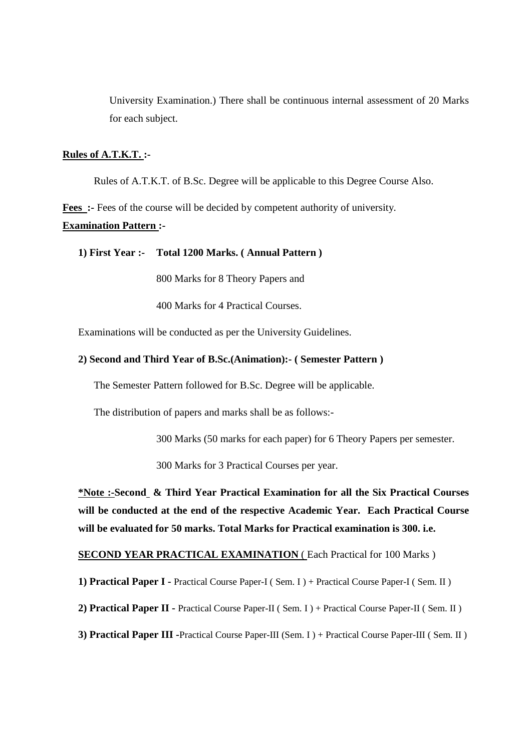University Examination.) There shall be continuous internal assessment of 20 Marks for each subject.

**Rules of A.T.K.T. :-**

Rules of A.T.K.T. of B.Sc. Degree will be applicable to this Degree Course Also.

**Fees :-** Fees of the course will be decided by competent authority of university.

**Examination Pattern :-**

**1) First Year :- Total 1200 Marks. ( Annual Pattern )**

800 Marks for 8 Theory Papers and

400 Marks for 4 Practical Courses.

Examinations will be conducted as per the University Guidelines.

**2) Second and Third Year of B.Sc.(Animation):- ( Semester Pattern )**

The Semester Pattern followed for B.Sc. Degree will be applicable.

The distribution of papers and marks shall be as follows:-

300 Marks (50 marks for each paper) for 6 Theory Papers per semester.

300 Marks for 3 Practical Courses per year.

**\*Note :-Second & Third Year Practical Examination for all the Six Practical Courses will be conducted at the end of the respective Academic Year. Each Practical Course will be evaluated for 50 marks. Total Marks for Practical examination is 300. i.e.**

**SECOND YEAR PRACTICAL EXAMINATION** ( Each Practical for 100 Marks )

**1) Practical Paper I -** Practical Course Paper-I ( Sem. I ) + Practical Course Paper-I ( Sem. II )

**2) Practical Paper II -** Practical Course Paper-II ( Sem. I ) + Practical Course Paper-II ( Sem. II )

**3) Practical Paper III -**Practical Course Paper-III (Sem. I ) + Practical Course Paper-III ( Sem. II )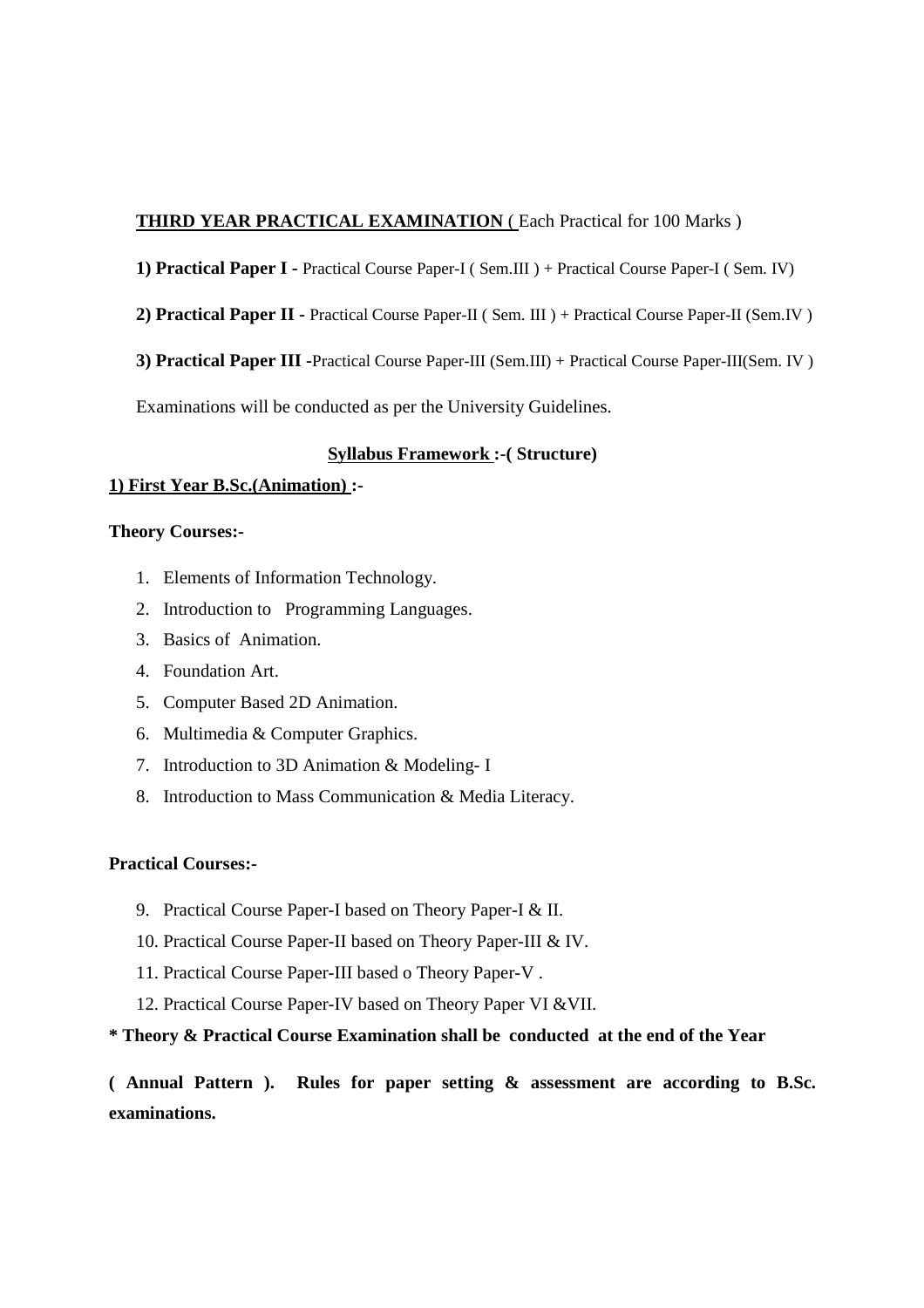**<u>THIRD YEAR PRACTICAL EXAMINATION</u>** ( Each Practical for 100 Marks )

**1) Practical Paper I -** Practical Course Paper-I ( Sem.III ) + Practical Course Paper-I ( Sem. IV)

**2) Practical Paper II -** Practical Course Paper-II ( Sem. III ) + Practical Course Paper-II (Sem.IV )

**3) Practical Paper III -**Practical Course Paper-III (Sem.III) + Practical Course Paper-III(Sem. IV )

Examinations will be conducted as per the University Guidelines.

## <u>Syllabus Framework</u> :-( Structure)

### <u>1) First Year B.Sc.(Animation)</u> :-

**Theory Courses:-**

1. Elements of Information Technology.
2. Introduction to Programming Languages.
3. Basics of Animation.
4. Foundation Art.
5. Computer Based 2D Animation.
6. Multimedia & Computer Graphics.
7. Introduction to 3D Animation & Modeling- I
8. Introduction to Mass Communication & Media Literacy.

**Practical Courses:-**

9. Practical Course Paper-I based on Theory Paper-I & II.
10. Practical Course Paper-II based on Theory Paper-III & IV.
11. Practical Course Paper-III based o Theory Paper-V .
12. Practical Course Paper-IV based on Theory Paper VI &VII.

**\* Theory & Practical Course Examination shall be conducted at the end of the Year**

**( Annual Pattern ). Rules for paper setting & assessment are according to B.Sc. examinations.**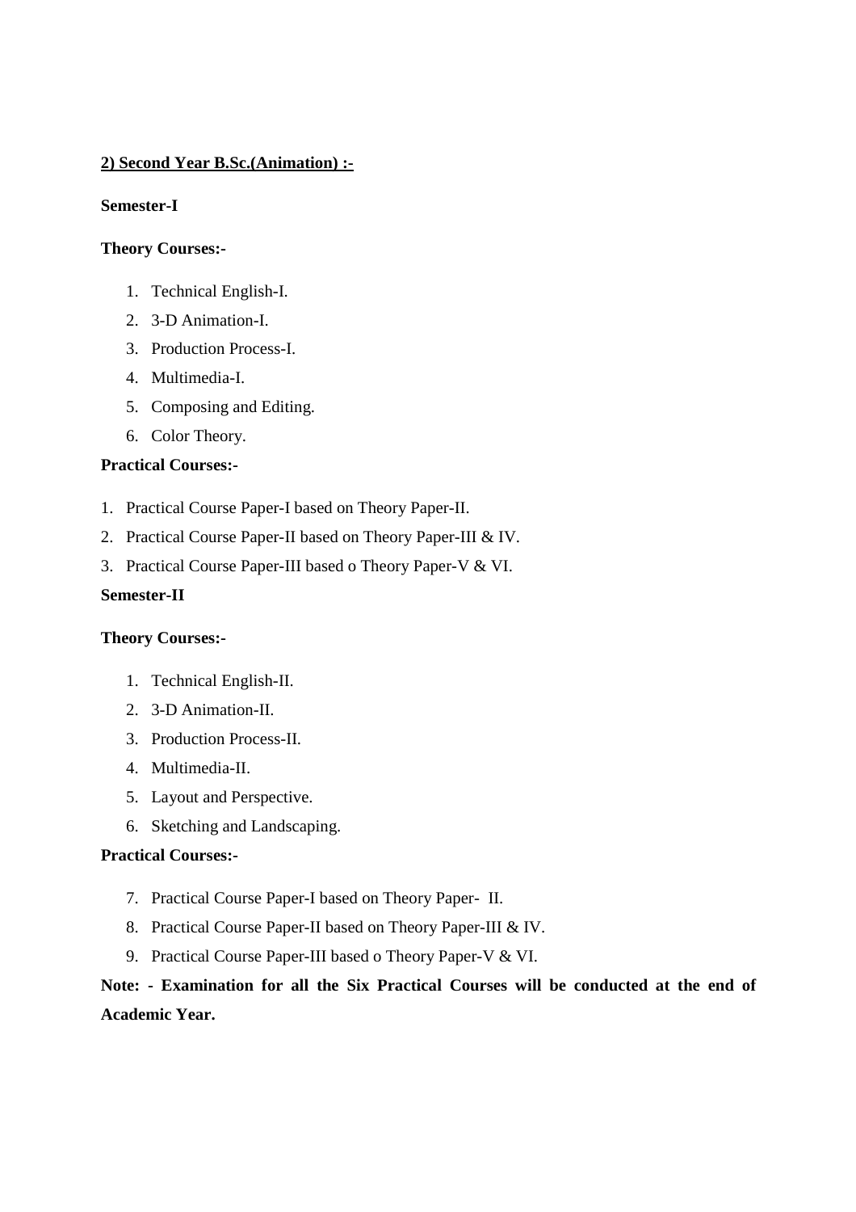**<u>2) Second Year B.Sc.(Animation) :-</u>**

**Semester-I**

**Theory Courses:-**

1. Technical English-I.
2. 3-D Animation-I.
3. Production Process-I.
4. Multimedia-I.
5. Composing and Editing.
6. Color Theory.

**Practical Courses:-**

1. Practical Course Paper-I based on Theory Paper-II.
2. Practical Course Paper-II based on Theory Paper-III & IV.
3. Practical Course Paper-III based o Theory Paper-V & VI.

**Semester-II**

**Theory Courses:-**

1. Technical English-II.
2. 3-D Animation-II.
3. Production Process-II.
4. Multimedia-II.
5. Layout and Perspective.
6. Sketching and Landscaping.

**Practical Courses:-**

7. Practical Course Paper-I based on Theory Paper- II.
8. Practical Course Paper-II based on Theory Paper-III & IV.
9. Practical Course Paper-III based o Theory Paper-V & VI.

**Note: - Examination for all the Six Practical Courses will be conducted at the end of Academic Year.**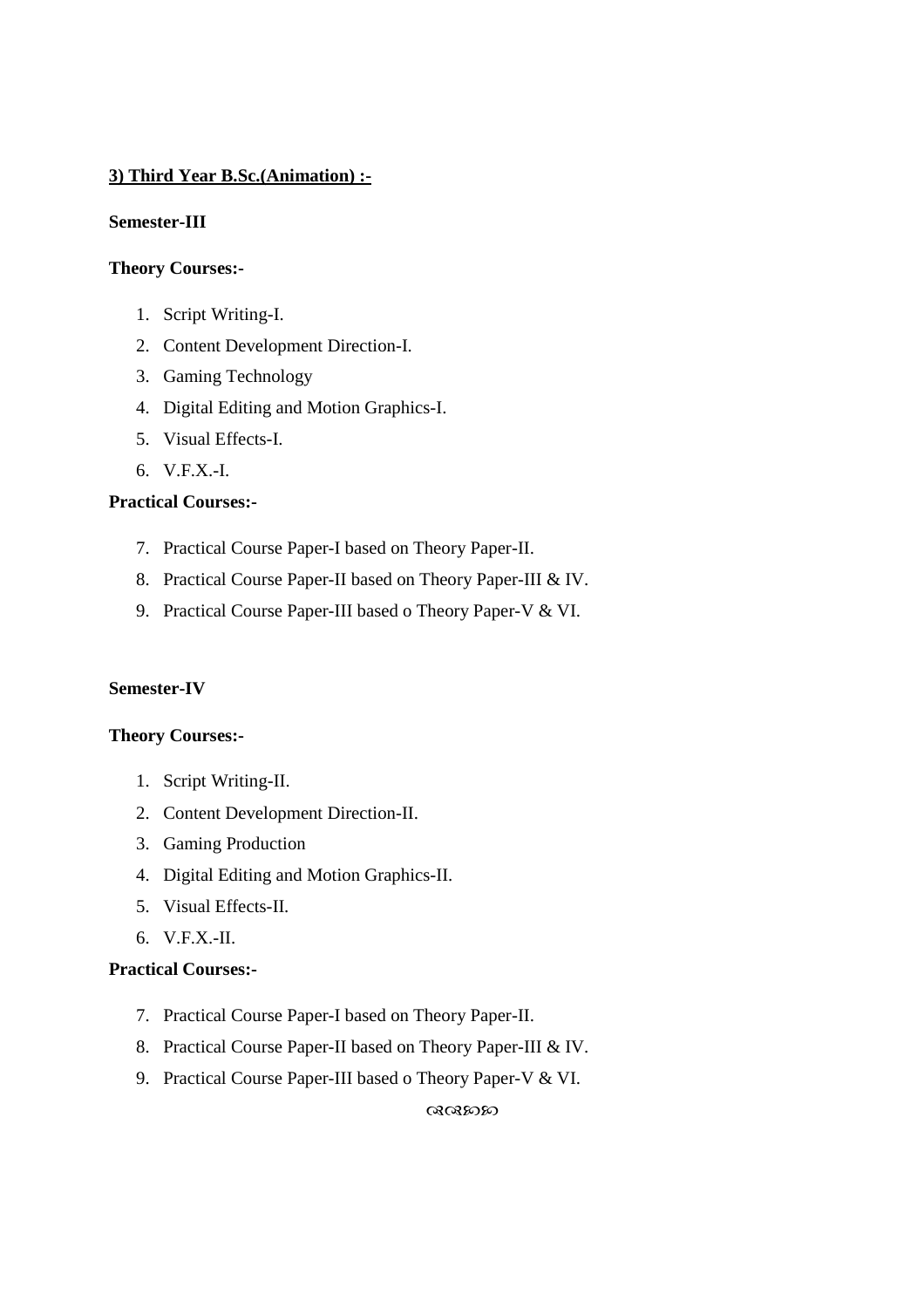**3) Third Year B.Sc.(Animation) :-**

**Semester-III**

**Theory Courses:-**

1. Script Writing-I.
2. Content Development Direction-I.
3. Gaming Technology
4. Digital Editing and Motion Graphics-I.
5. Visual Effects-I.
6. V.F.X.-I.

**Practical Courses:-**

7. Practical Course Paper-I based on Theory Paper-II.
8. Practical Course Paper-II based on Theory Paper-III & IV.
9. Practical Course Paper-III based o Theory Paper-V & VI.

**Semester-IV**

**Theory Courses:-**

1. Script Writing-II.
2. Content Development Direction-II.
3. Gaming Production
4. Digital Editing and Motion Graphics-II.
5. Visual Effects-II.
6. V.F.X.-II.

**Practical Courses:-**

7. Practical Course Paper-I based on Theory Paper-II.
8. Practical Course Paper-II based on Theory Paper-III & IV.
9. Practical Course Paper-III based o Theory Paper-V & VI.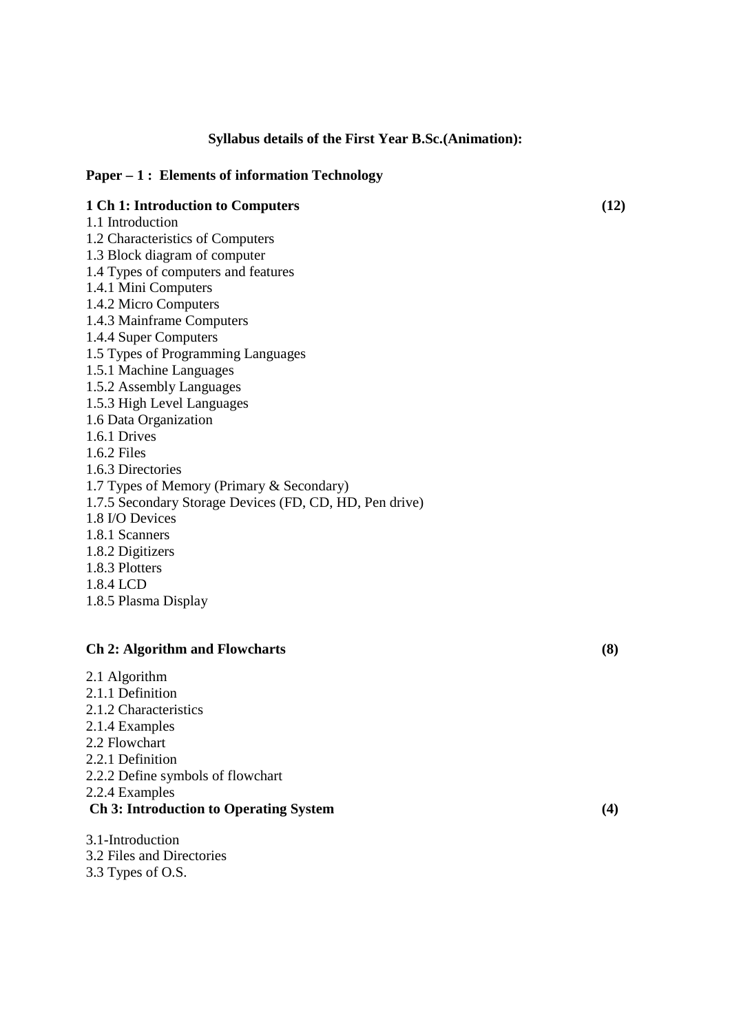**Syllabus details of the First Year B.Sc.(Animation):**

**Paper – 1 : Elements of information Technology**

**1 Ch 1: Introduction to Computers (12)**

1.1 Introduction
1.2 Characteristics of Computers
1.3 Block diagram of computer
1.4 Types of computers and features
1.4.1 Mini Computers
1.4.2 Micro Computers
1.4.3 Mainframe Computers
1.4.4 Super Computers
1.5 Types of Programming Languages
1.5.1 Machine Languages
1.5.2 Assembly Languages
1.5.3 High Level Languages
1.6 Data Organization
1.6.1 Drives
1.6.2 Files
1.6.3 Directories
1.7 Types of Memory (Primary & Secondary)
1.7.5 Secondary Storage Devices (FD, CD, HD, Pen drive)
1.8 I/O Devices
1.8.1 Scanners
1.8.2 Digitizers
1.8.3 Plotters
1.8.4 LCD
1.8.5 Plasma Display

**Ch 2: Algorithm and Flowcharts (8)**

2.1 Algorithm
2.1.1 Definition
2.1.2 Characteristics
2.1.4 Examples
2.2 Flowchart
2.2.1 Definition
2.2.2 Define symbols of flowchart
2.2.4 Examples

**Ch 3: Introduction to Operating System (4)**

3.1-Introduction
3.2 Files and Directories
3.3 Types of O.S.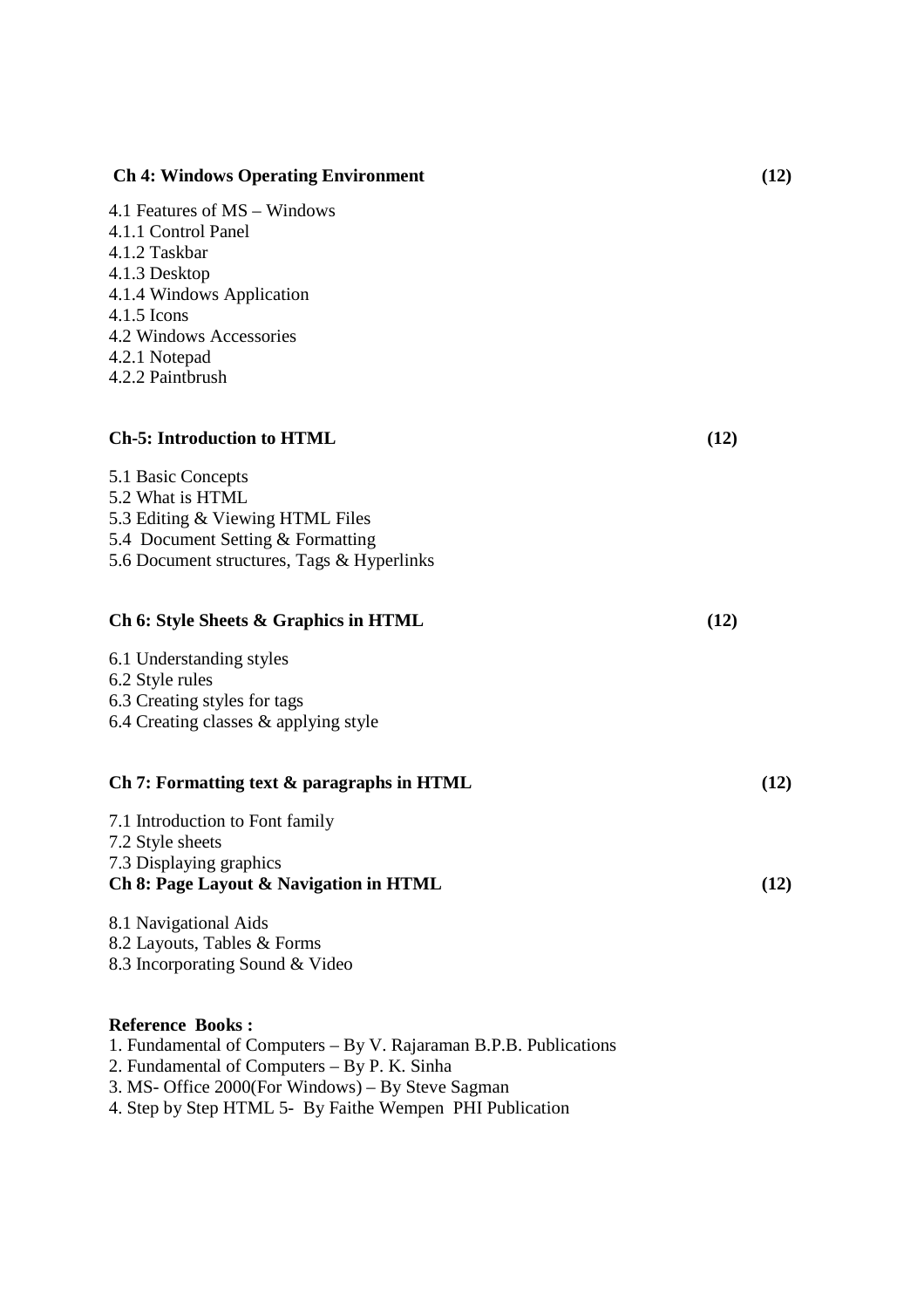**Ch 4: Windows Operating Environment (12)**

4.1 Features of MS – Windows
4.1.1 Control Panel
4.1.2 Taskbar
4.1.3 Desktop
4.1.4 Windows Application
4.1.5 Icons
4.2 Windows Accessories
4.2.1 Notepad
4.2.2 Paintbrush

**Ch-5: Introduction to HTML (12)**

5.1 Basic Concepts
5.2 What is HTML
5.3 Editing & Viewing HTML Files
5.4 Document Setting & Formatting
5.6 Document structures, Tags & Hyperlinks

**Ch 6: Style Sheets & Graphics in HTML (12)**

6.1 Understanding styles
6.2 Style rules
6.3 Creating styles for tags
6.4 Creating classes & applying style

**Ch 7: Formatting text & paragraphs in HTML (12)**

7.1 Introduction to Font family
7.2 Style sheets
7.3 Displaying graphics

**Ch 8: Page Layout & Navigation in HTML (12)**

8.1 Navigational Aids
8.2 Layouts, Tables & Forms
8.3 Incorporating Sound & Video

**Reference Books :**

1. Fundamental of Computers – By V. Rajaraman B.P.B. Publications
2. Fundamental of Computers – By P. K. Sinha
3. MS- Office 2000(For Windows) – By Steve Sagman
4. Step by Step HTML 5- By Faithe Wempen PHI Publication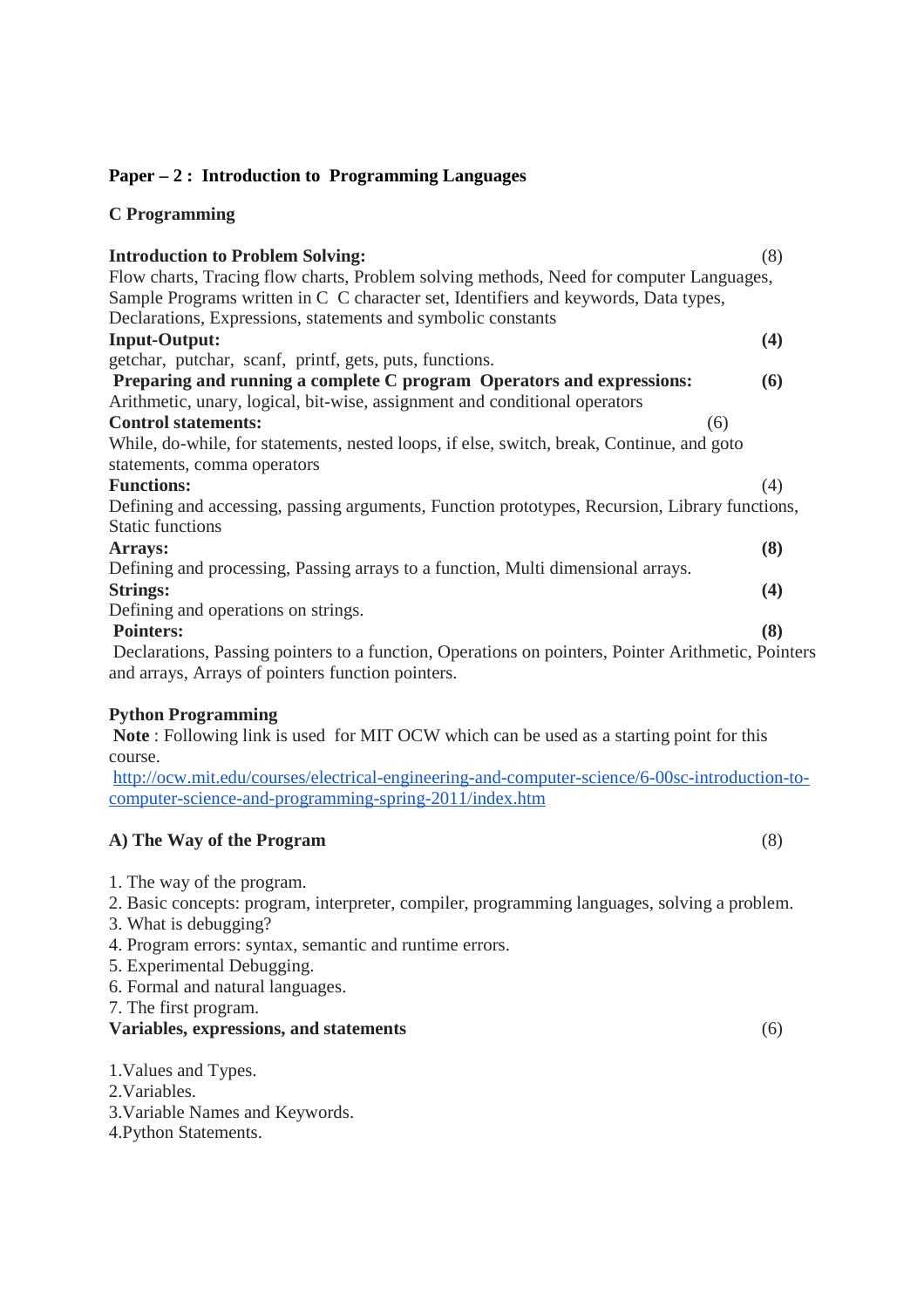## Paper – 2 : Introduction to Programming Languages

### C Programming

**Introduction to Problem Solving:** (8)

Flow charts, Tracing flow charts, Problem solving methods, Need for computer Languages, Sample Programs written in C C character set, Identifiers and keywords, Data types, Declarations, Expressions, statements and symbolic constants

**Input-Output:** **(4)**

getchar, putchar, scanf, printf, gets, puts, functions.

**Preparing and running a complete C program Operators and expressions:** **(6)**

Arithmetic, unary, logical, bit-wise, assignment and conditional operators

**Control statements:** (6)

While, do-while, for statements, nested loops, if else, switch, break, Continue, and goto statements, comma operators

**Functions:** (4)

Defining and accessing, passing arguments, Function prototypes, Recursion, Library functions, Static functions

**Arrays:** **(8)**

Defining and processing, Passing arrays to a function, Multi dimensional arrays.

**Strings:** **(4)**

Defining and operations on strings.

**Pointers:** **(8)**

Declarations, Passing pointers to a function, Operations on pointers, Pointer Arithmetic, Pointers and arrays, Arrays of pointers function pointers.

### Python Programming

**Note** : Following link is used for MIT OCW which can be used as a starting point for this course.

http://ocw.mit.edu/courses/electrical-engineering-and-computer-science/6-00sc-introduction-to-computer-science-and-programming-spring-2011/index.htm

**A) The Way of the Program** (8)

1. The way of the program.
2. Basic concepts: program, interpreter, compiler, programming languages, solving a problem.
3. What is debugging?
4. Program errors: syntax, semantic and runtime errors.
5. Experimental Debugging.
6. Formal and natural languages.
7. The first program.

**Variables, expressions, and statements** (6)

1. Values and Types.
2. Variables.
3. Variable Names and Keywords.
4. Python Statements.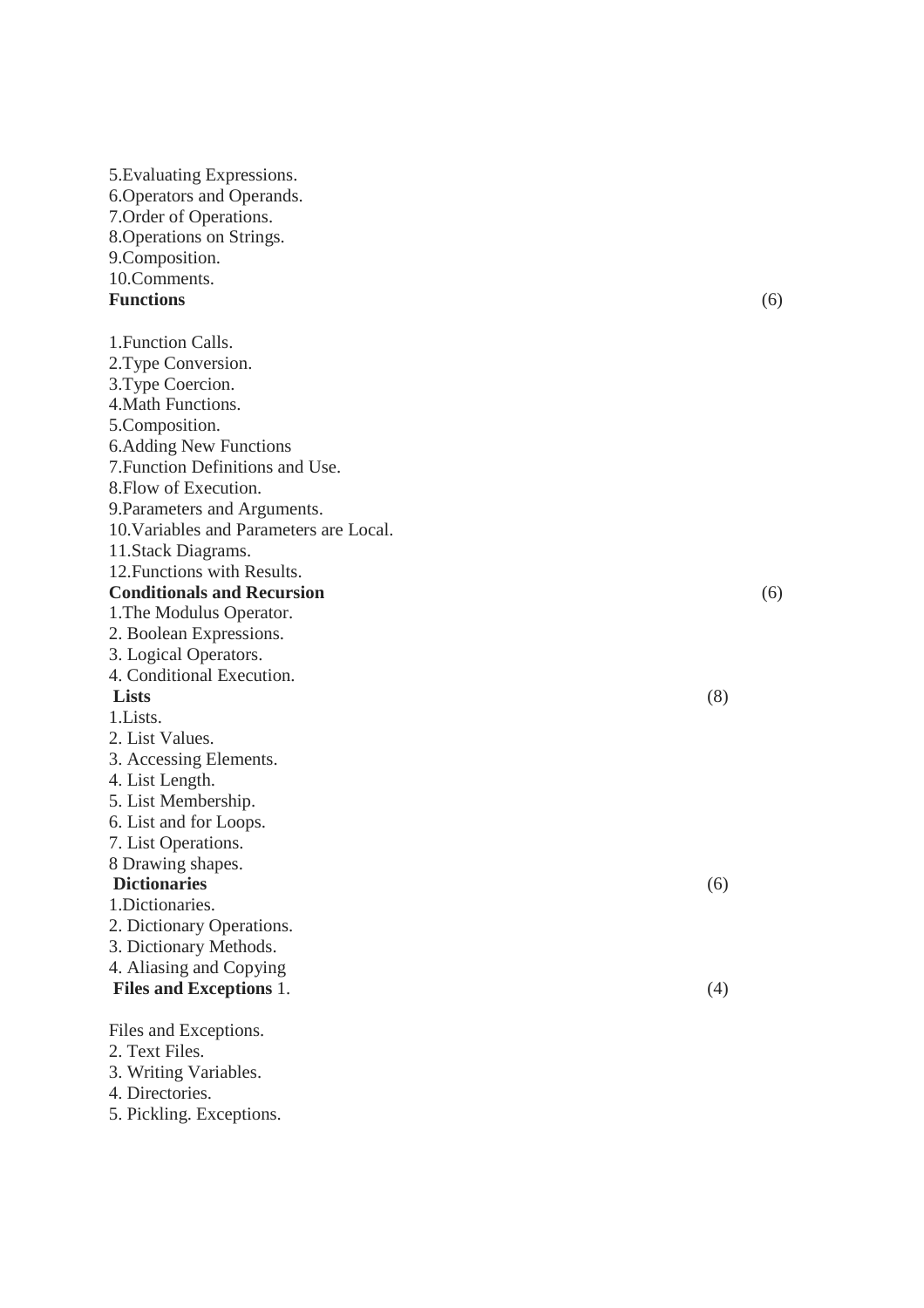5.Evaluating Expressions.
6.Operators and Operands.
7.Order of Operations.
8.Operations on Strings.
9.Composition.
10.Comments.

**Functions** (6)

1.Function Calls.
2.Type Conversion.
3.Type Coercion.
4.Math Functions.
5.Composition.
6.Adding New Functions
7.Function Definitions and Use.
8.Flow of Execution.
9.Parameters and Arguments.
10.Variables and Parameters are Local.
11.Stack Diagrams.
12.Functions with Results.

**Conditionals and Recursion** (6)

1.The Modulus Operator.
2. Boolean Expressions.
3. Logical Operators.
4. Conditional Execution.

**Lists** (8)

1.Lists.
2. List Values.
3. Accessing Elements.
4. List Length.
5. List Membership.
6. List and for Loops.
7. List Operations.
8 Drawing shapes.

**Dictionaries** (6)

1.Dictionaries.
2. Dictionary Operations.
3. Dictionary Methods.
4. Aliasing and Copying

**Files and Exceptions** 1. (4)

Files and Exceptions.
2. Text Files.
3. Writing Variables.
4. Directories.
5. Pickling. Exceptions.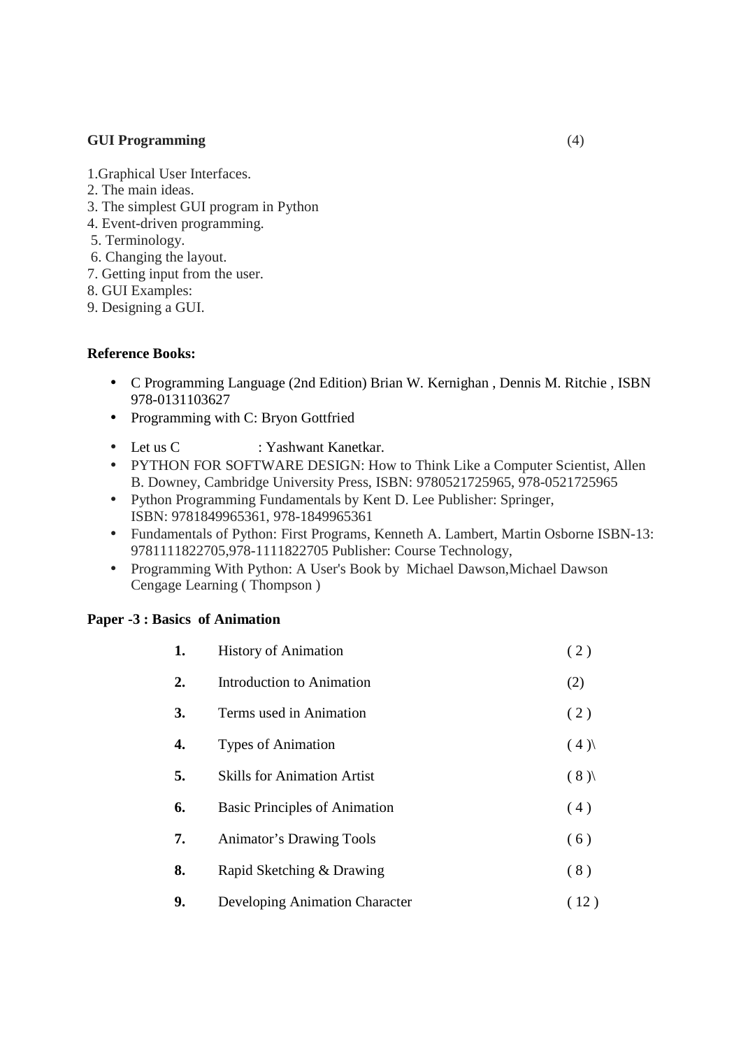**GUI Programming** (4)

1.Graphical User Interfaces.
2. The main ideas.
3. The simplest GUI program in Python
4. Event-driven programming.
5. Terminology.
6. Changing the layout.
7. Getting input from the user.
8. GUI Examples:
9. Designing a GUI.

**Reference Books:**

- C Programming Language (2nd Edition) Brian W. Kernighan , Dennis M. Ritchie , ISBN 978-0131103627
- Programming with C: Bryon Gottfried
- Let us C : Yashwant Kanetkar.
- PYTHON FOR SOFTWARE DESIGN: How to Think Like a Computer Scientist, Allen B. Downey, Cambridge University Press, ISBN: 9780521725965, 978-0521725965
- Python Programming Fundamentals by Kent D. Lee Publisher: Springer, ISBN: 9781849965361, 978-1849965361
- Fundamentals of Python: First Programs, Kenneth A. Lambert, Martin Osborne ISBN-13: 9781111822705,978-1111822705 Publisher: Course Technology,
- Programming With Python: A User's Book by Michael Dawson,Michael Dawson Cengage Learning ( Thompson )

**Paper -3 : Basics of Animation**

| | | |
|---|---|---|
| **1.** | History of Animation | ( 2 ) |
| **2.** | Introduction to Animation | (2) |
| **3.** | Terms used in Animation | ( 2 ) |
| **4.** | Types of Animation | ( 4 )\ |
| **5.** | Skills for Animation Artist | ( 8 )\ |
| **6.** | Basic Principles of Animation | ( 4 ) |
| **7.** | Animator's Drawing Tools | ( 6 ) |
| **8.** | Rapid Sketching & Drawing | ( 8 ) |
| **9.** | Developing Animation Character | ( 12 ) |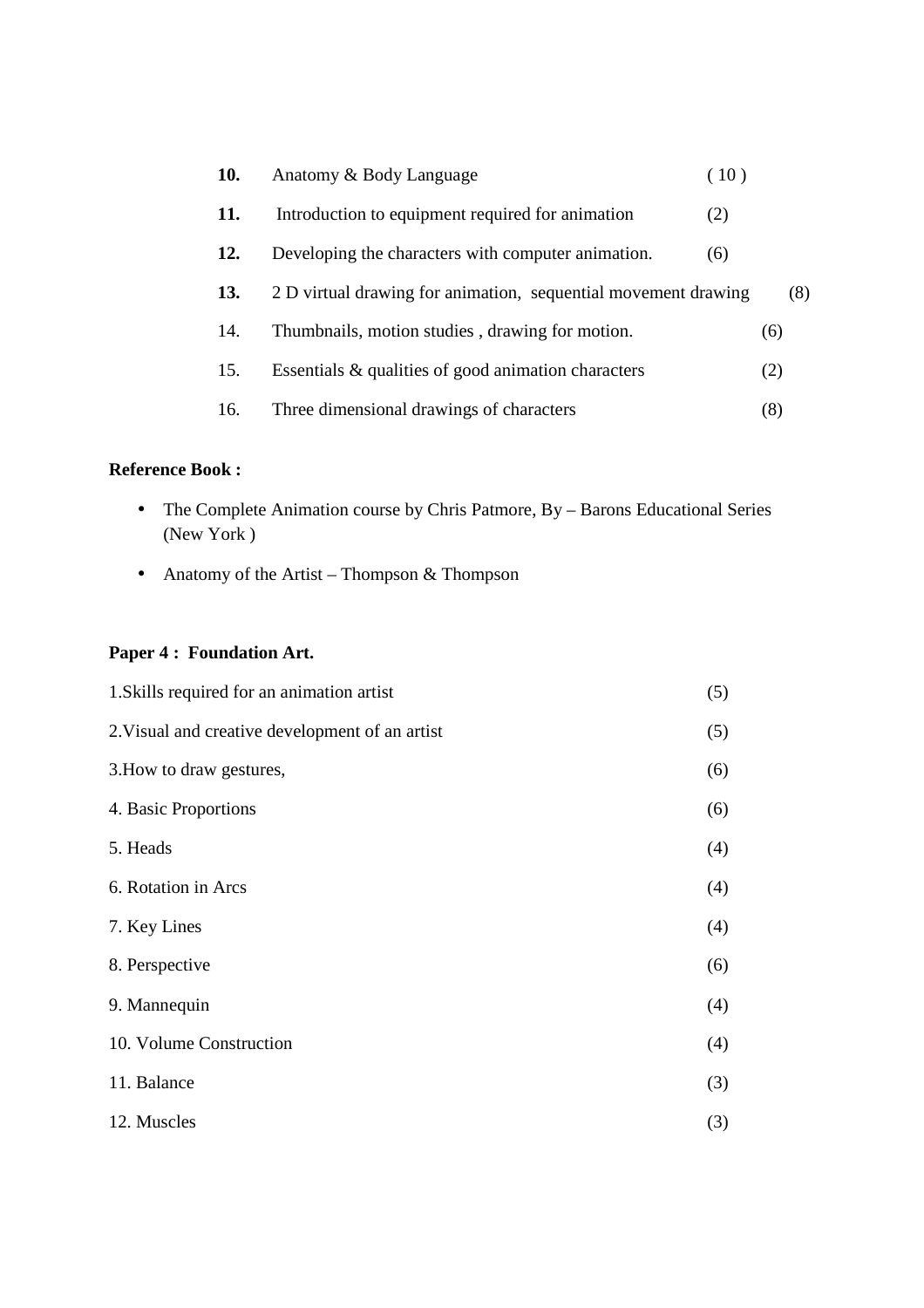| | | |
|---|---|---|
| **10.** | Anatomy & Body Language | ( 10 ) |
| **11.** | Introduction to equipment required for animation | (2) |
| **12.** | Developing the characters with computer animation. | (6) |
| **13.** | 2 D virtual drawing for animation, sequential movement drawing | (8) |
| 14. | Thumbnails, motion studies , drawing for motion. | (6) |
| 15. | Essentials & qualities of good animation characters | (2) |
| 16. | Three dimensional drawings of characters | (8) |

**Reference Book :**

- The Complete Animation course by Chris Patmore, By – Barons Educational Series (New York )
- Anatomy of the Artist – Thompson & Thompson

**Paper 4 : Foundation Art.**

| | |
|---|---|
| 1.Skills required for an animation artist | (5) |
| 2.Visual and creative development of an artist | (5) |
| 3.How to draw gestures, | (6) |
| 4. Basic Proportions | (6) |
| 5. Heads | (4) |
| 6. Rotation in Arcs | (4) |
| 7. Key Lines | (4) |
| 8. Perspective | (6) |
| 9. Mannequin | (4) |
| 10. Volume Construction | (4) |
| 11. Balance | (3) |
| 12. Muscles | (3) |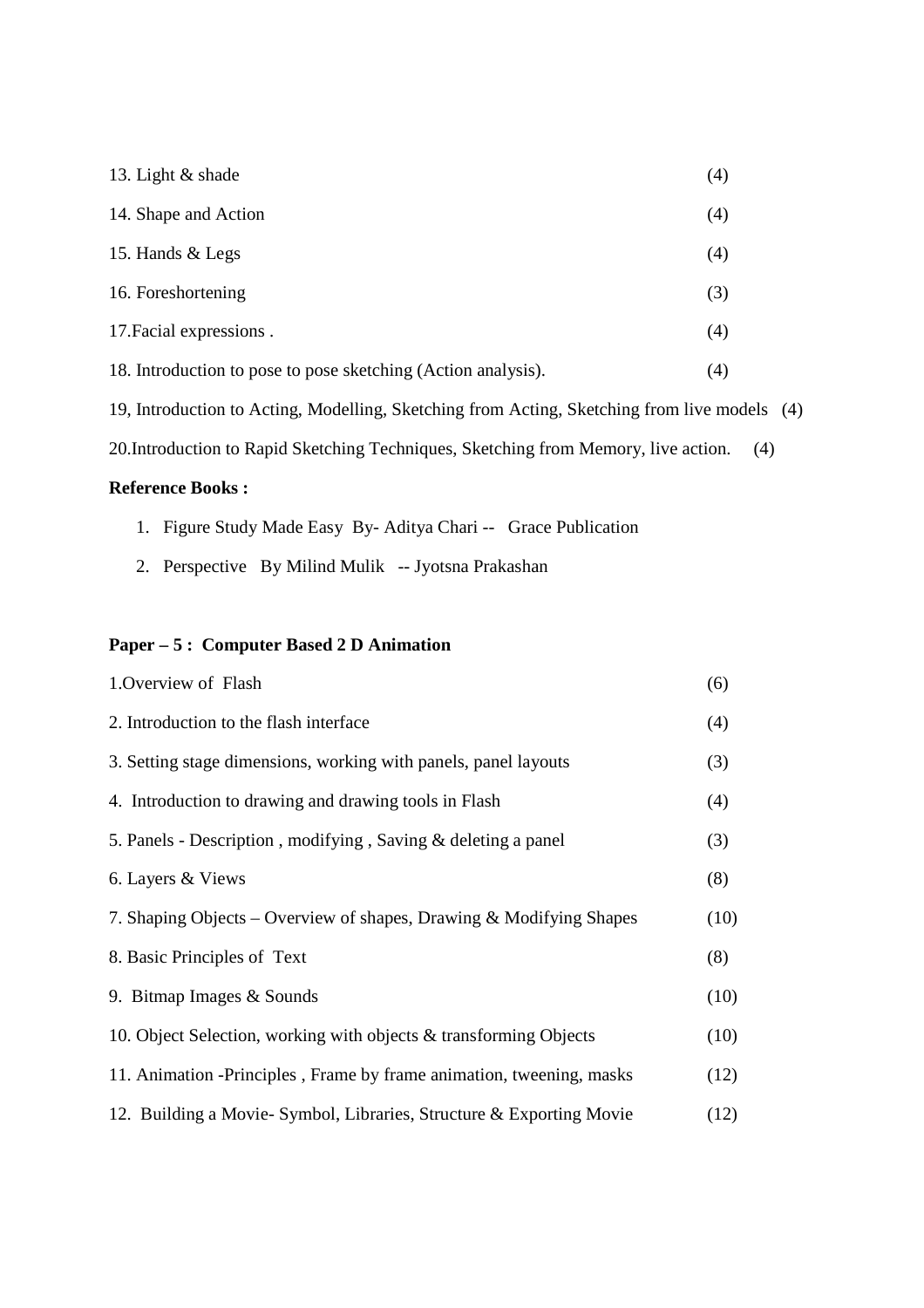13. Light & shade (4)

14. Shape and Action (4)

15. Hands & Legs (4)

16. Foreshortening (3)

17.Facial expressions . (4)

18. Introduction to pose to pose sketching (Action analysis). (4)

19, Introduction to Acting, Modelling, Sketching from Acting, Sketching from live models (4)

20.Introduction to Rapid Sketching Techniques, Sketching from Memory, live action. (4)

**Reference Books :**

1. Figure Study Made Easy By- Aditya Chari -- Grace Publication
2. Perspective By Milind Mulik -- Jyotsna Prakashan

**Paper – 5 : Computer Based 2 D Animation**

1.Overview of Flash (6)

2. Introduction to the flash interface (4)

3. Setting stage dimensions, working with panels, panel layouts (3)

4. Introduction to drawing and drawing tools in Flash (4)

5. Panels - Description , modifying , Saving & deleting a panel (3)

6. Layers & Views (8)

7. Shaping Objects – Overview of shapes, Drawing & Modifying Shapes (10)

8. Basic Principles of Text (8)

9. Bitmap Images & Sounds (10)

10. Object Selection, working with objects & transforming Objects (10)

11. Animation -Principles , Frame by frame animation, tweening, masks (12)

12. Building a Movie- Symbol, Libraries, Structure & Exporting Movie (12)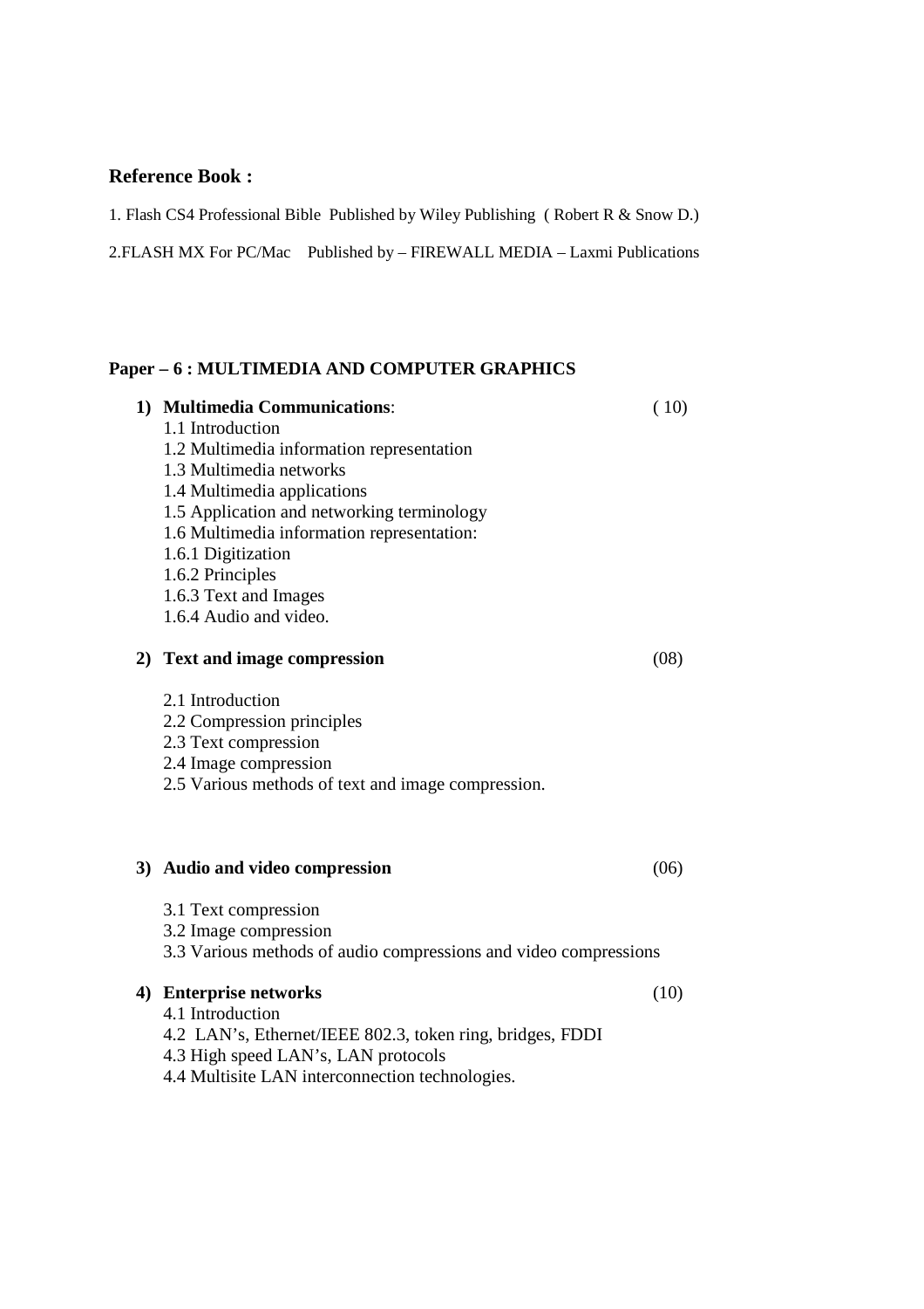### Reference Book :

1. Flash CS4 Professional Bible Published by Wiley Publishing ( Robert R & Snow D.)

2.FLASH MX For PC/Mac Published by – FIREWALL MEDIA – Laxmi Publications

### Paper – 6 : MULTIMEDIA AND COMPUTER GRAPHICS

1) **Multimedia Communications**: ( 10)
   - 1.1 Introduction
   - 1.2 Multimedia information representation
   - 1.3 Multimedia networks
   - 1.4 Multimedia applications
   - 1.5 Application and networking terminology
   - 1.6 Multimedia information representation:
   - 1.6.1 Digitization
   - 1.6.2 Principles
   - 1.6.3 Text and Images
   - 1.6.4 Audio and video.

2) **Text and image compression** (08)
   - 2.1 Introduction
   - 2.2 Compression principles
   - 2.3 Text compression
   - 2.4 Image compression
   - 2.5 Various methods of text and image compression.

3) **Audio and video compression** (06)
   - 3.1 Text compression
   - 3.2 Image compression
   - 3.3 Various methods of audio compressions and video compressions

4) **Enterprise networks** (10)
   - 4.1 Introduction
   - 4.2 LAN's, Ethernet/IEEE 802.3, token ring, bridges, FDDI
   - 4.3 High speed LAN's, LAN protocols
   - 4.4 Multisite LAN interconnection technologies.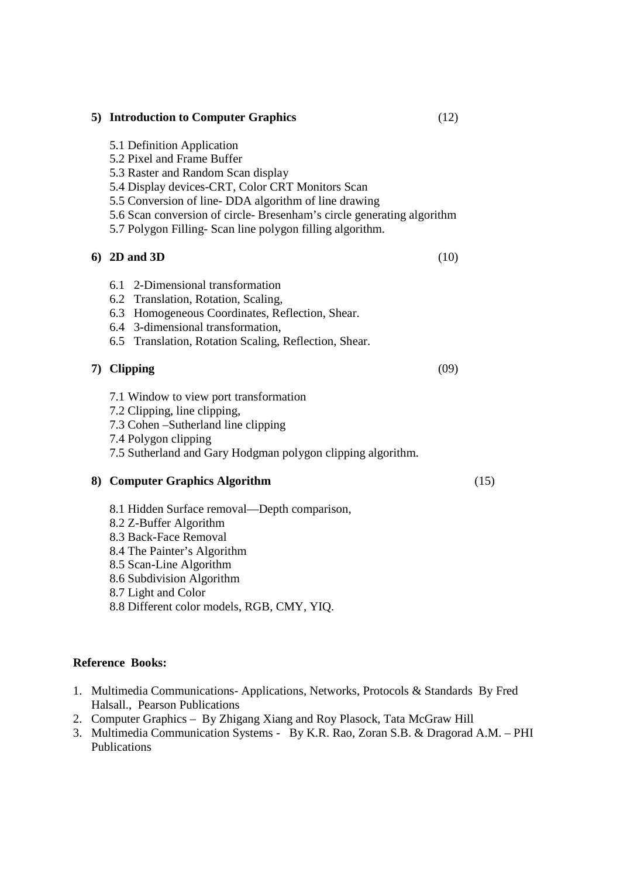**5) Introduction to Computer Graphics** (12)

5.1 Definition Application
5.2 Pixel and Frame Buffer
5.3 Raster and Random Scan display
5.4 Display devices-CRT, Color CRT Monitors Scan
5.5 Conversion of line- DDA algorithm of line drawing
5.6 Scan conversion of circle- Bresenham's circle generating algorithm
5.7 Polygon Filling- Scan line polygon filling algorithm.

**6) 2D and 3D** (10)

6.1 2-Dimensional transformation
6.2 Translation, Rotation, Scaling,
6.3 Homogeneous Coordinates, Reflection, Shear.
6.4 3-dimensional transformation,
6.5 Translation, Rotation Scaling, Reflection, Shear.

**7) Clipping** (09)

7.1 Window to view port transformation
7.2 Clipping, line clipping,
7.3 Cohen –Sutherland line clipping
7.4 Polygon clipping
7.5 Sutherland and Gary Hodgman polygon clipping algorithm.

**8) Computer Graphics Algorithm** (15)

8.1 Hidden Surface removal—Depth comparison,
8.2 Z-Buffer Algorithm
8.3 Back-Face Removal
8.4 The Painter's Algorithm
8.5 Scan-Line Algorithm
8.6 Subdivision Algorithm
8.7 Light and Color
8.8 Different color models, RGB, CMY, YIQ.

**Reference Books:**

1. Multimedia Communications- Applications, Networks, Protocols & Standards By Fred Halsall., Pearson Publications
2. Computer Graphics – By Zhigang Xiang and Roy Plasock, Tata McGraw Hill
3. Multimedia Communication Systems - By K.R. Rao, Zoran S.B. & Dragorad A.M. – PHI Publications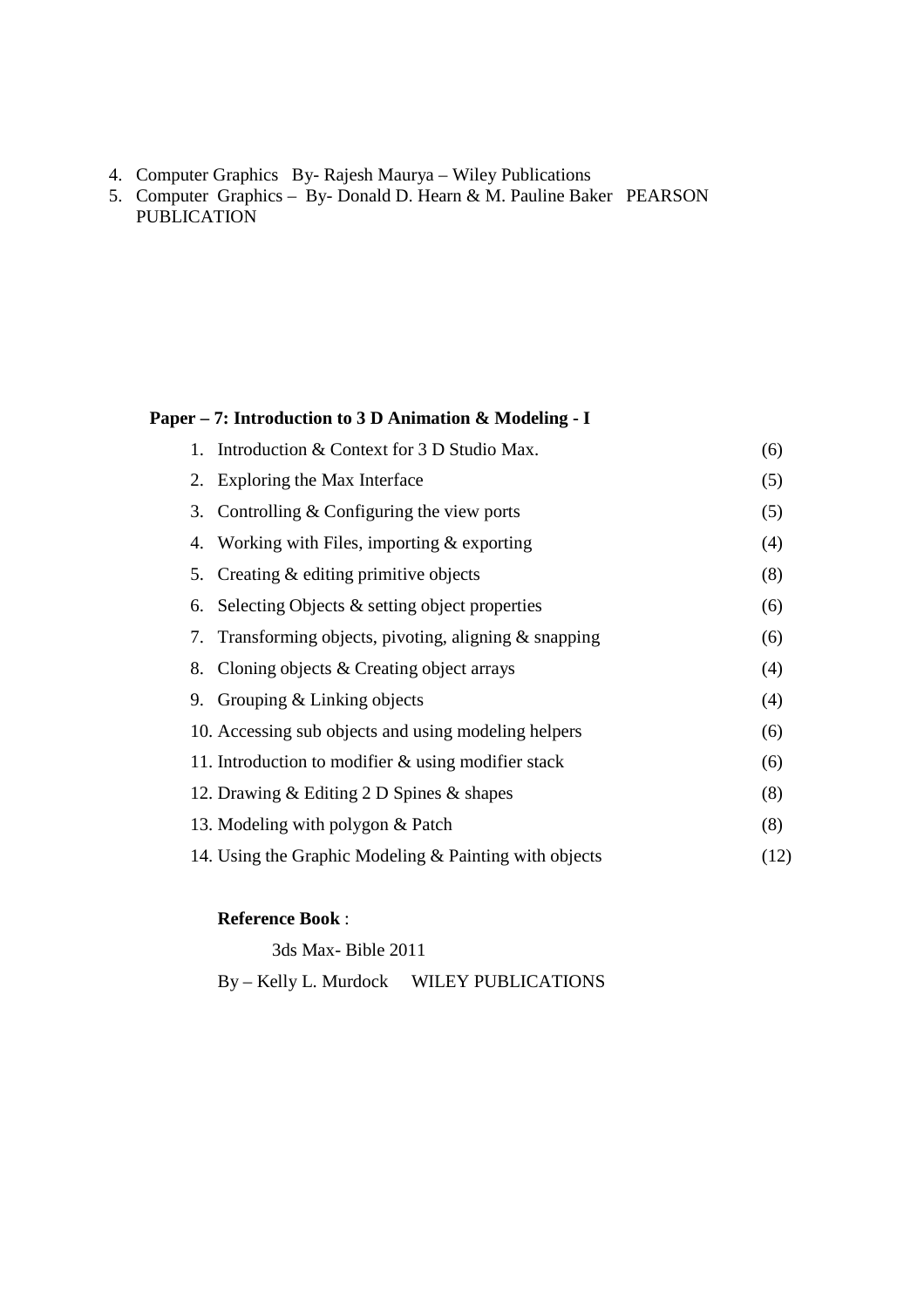4. Computer Graphics By- Rajesh Maurya – Wiley Publications
5. Computer Graphics – By- Donald D. Hearn & M. Pauline Baker PEARSON PUBLICATION

**Paper – 7: Introduction to 3 D Animation & Modeling - I**

| | |
|---|---|
| 1. Introduction & Context for 3 D Studio Max. | (6) |
| 2. Exploring the Max Interface | (5) |
| 3. Controlling & Configuring the view ports | (5) |
| 4. Working with Files, importing & exporting | (4) |
| 5. Creating & editing primitive objects | (8) |
| 6. Selecting Objects & setting object properties | (6) |
| 7. Transforming objects, pivoting, aligning & snapping | (6) |
| 8. Cloning objects & Creating object arrays | (4) |
| 9. Grouping & Linking objects | (4) |
| 10. Accessing sub objects and using modeling helpers | (6) |
| 11. Introduction to modifier & using modifier stack | (6) |
| 12. Drawing & Editing 2 D Spines & shapes | (8) |
| 13. Modeling with polygon & Patch | (8) |
| 14. Using the Graphic Modeling & Painting with objects | (12) |

**Reference Book** :

3ds Max- Bible 2011

By – Kelly L. Murdock WILEY PUBLICATIONS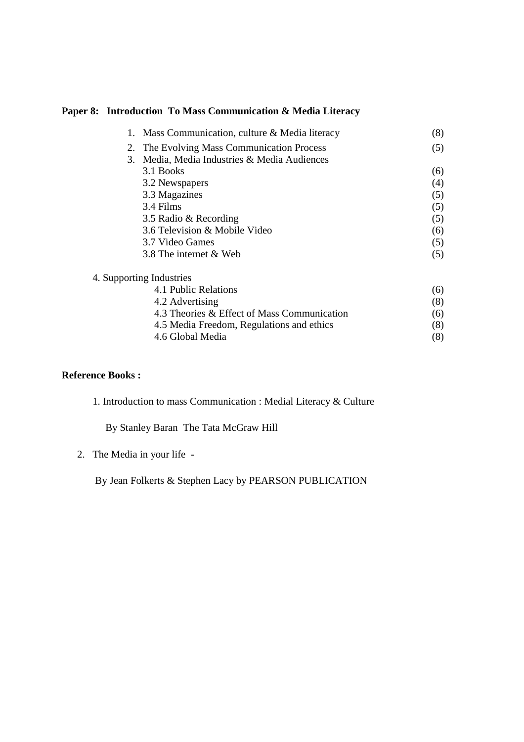**Paper 8: Introduction To Mass Communication & Media Literacy**

1. Mass Communication, culture & Media literacy (8)
2. The Evolving Mass Communication Process (5)
3. Media, Media Industries & Media Audiences
   - 3.1 Books (6)
   - 3.2 Newspapers (4)
   - 3.3 Magazines (5)
   - 3.4 Films (5)
   - 3.5 Radio & Recording (5)
   - 3.6 Television & Mobile Video (6)
   - 3.7 Video Games (5)
   - 3.8 The internet & Web (5)

4. Supporting Industries
   - 4.1 Public Relations (6)
   - 4.2 Advertising (8)
   - 4.3 Theories & Effect of Mass Communication (6)
   - 4.5 Media Freedom, Regulations and ethics (8)
   - 4.6 Global Media (8)

**Reference Books :**

1. Introduction to mass Communication : Medial Literacy & Culture

   By Stanley Baran The Tata McGraw Hill

2. The Media in your life -

   By Jean Folkerts & Stephen Lacy by PEARSON PUBLICATION